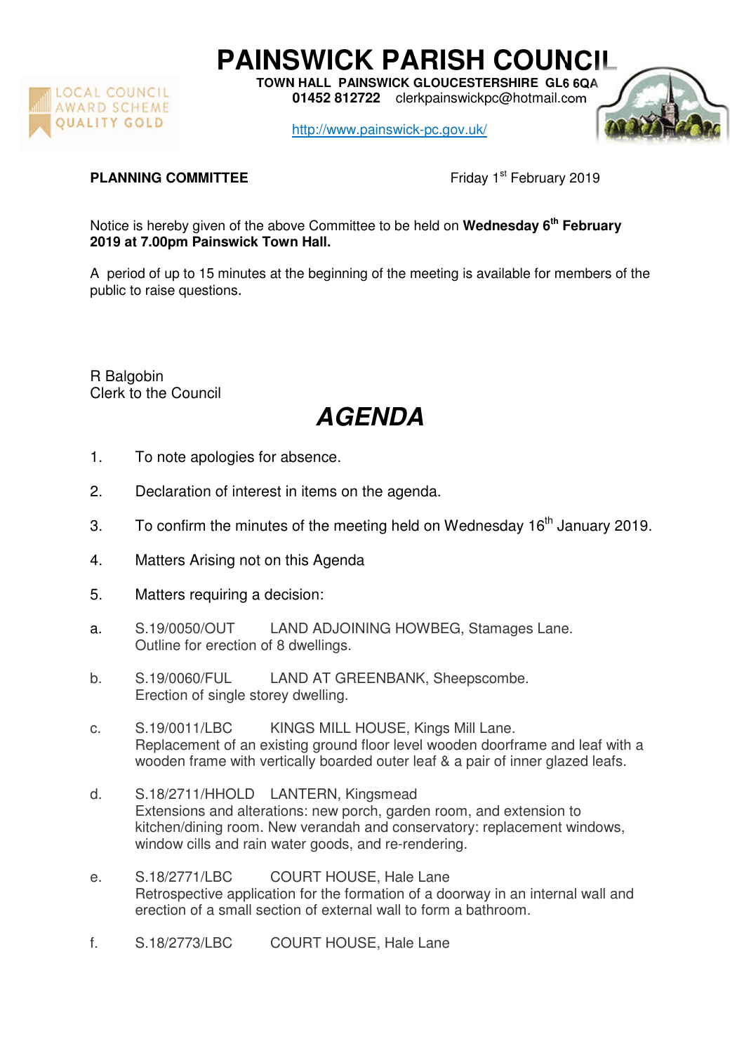# PAINSWICK PARISH COUNCIL

**TOWN HALL PAINSWICK GLOUCESTERSHIRE GL6 6QA**
**01452 812722** clerkpainswickpc@hotmail.com

http://www.painswick-pc.gov.uk/

LOCAL COUNCIL AWARD SCHEME QUALITY GOLD

**PLANNING COMMITTEE** Friday 1st February 2019

Notice is hereby given of the above Committee to be held on **Wednesday 6th February 2019 at 7.00pm Painswick Town Hall.**

A period of up to 15 minutes at the beginning of the meeting is available for members of the public to raise questions.

R Balgobin
Clerk to the Council

# *AGENDA*

1. To note apologies for absence.
2. Declaration of interest in items on the agenda.
3. To confirm the minutes of the meeting held on Wednesday 16th January 2019.
4. Matters Arising not on this Agenda
5. Matters requiring a decision:

a. S.19/0050/OUT LAND ADJOINING HOWBEG, Stamages Lane.
Outline for erection of 8 dwellings.

b. S.19/0060/FUL LAND AT GREENBANK, Sheepscombe.
Erection of single storey dwelling.

c. S.19/0011/LBC KINGS MILL HOUSE, Kings Mill Lane.
Replacement of an existing ground floor level wooden doorframe and leaf with a wooden frame with vertically boarded outer leaf & a pair of inner glazed leafs.

d. S.18/2711/HHOLD LANTERN, Kingsmead
Extensions and alterations: new porch, garden room, and extension to kitchen/dining room. New verandah and conservatory: replacement windows, window cills and rain water goods, and re-rendering.

e. S.18/2771/LBC COURT HOUSE, Hale Lane
Retrospective application for the formation of a doorway in an internal wall and erection of a small section of external wall to form a bathroom.

f. S.18/2773/LBC COURT HOUSE, Hale Lane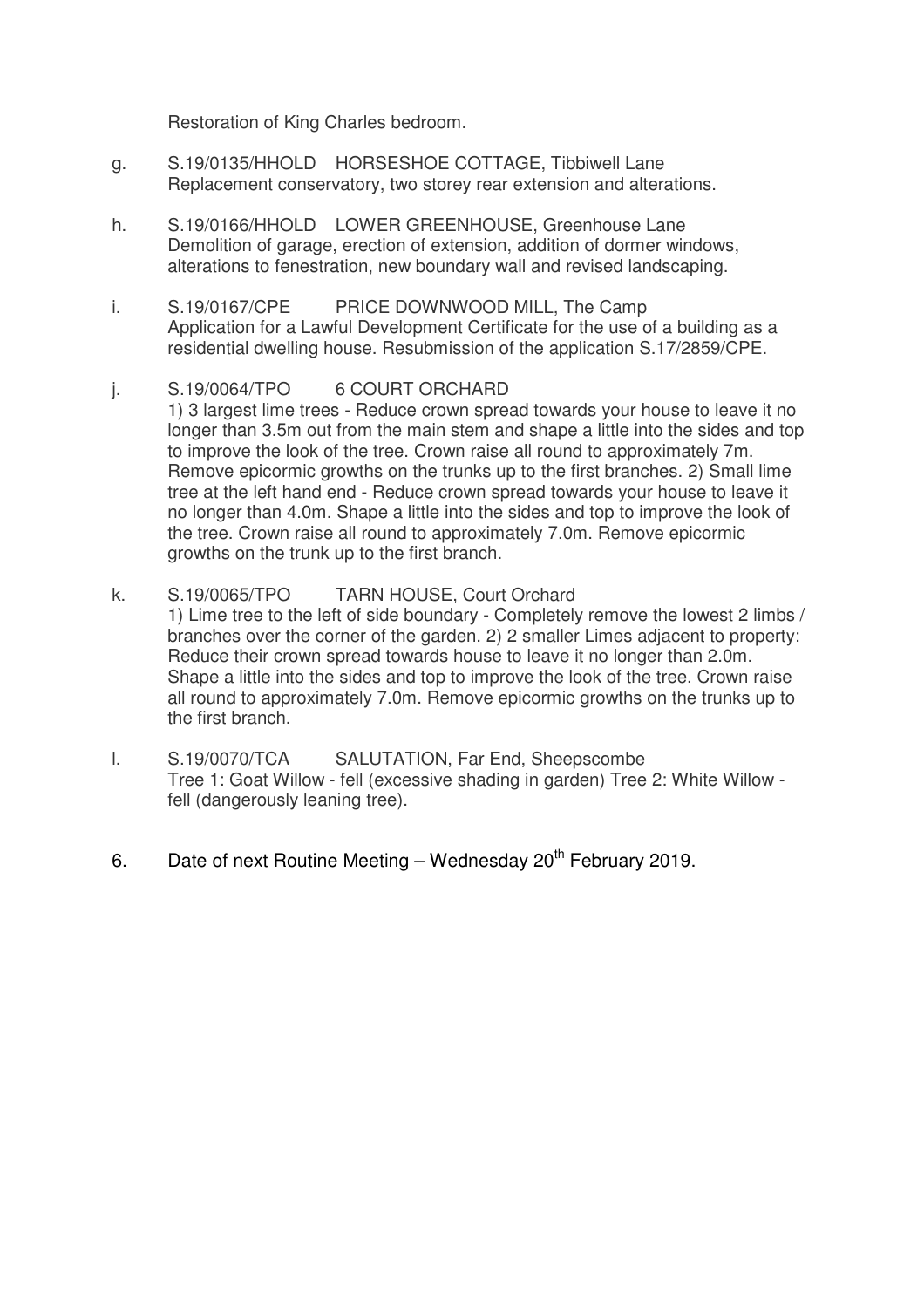Restoration of King Charles bedroom.

g. S.19/0135/HHOLD HORSESHOE COTTAGE, Tibbiwell Lane
Replacement conservatory, two storey rear extension and alterations.

h. S.19/0166/HHOLD LOWER GREENHOUSE, Greenhouse Lane
Demolition of garage, erection of extension, addition of dormer windows, alterations to fenestration, new boundary wall and revised landscaping.

i. S.19/0167/CPE PRICE DOWNWOOD MILL, The Camp
Application for a Lawful Development Certificate for the use of a building as a residential dwelling house. Resubmission of the application S.17/2859/CPE.

j. S.19/0064/TPO 6 COURT ORCHARD
1) 3 largest lime trees - Reduce crown spread towards your house to leave it no longer than 3.5m out from the main stem and shape a little into the sides and top to improve the look of the tree. Crown raise all round to approximately 7m. Remove epicormic growths on the trunks up to the first branches. 2) Small lime tree at the left hand end - Reduce crown spread towards your house to leave it no longer than 4.0m. Shape a little into the sides and top to improve the look of the tree. Crown raise all round to approximately 7.0m. Remove epicormic growths on the trunk up to the first branch.

k. S.19/0065/TPO TARN HOUSE, Court Orchard
1) Lime tree to the left of side boundary - Completely remove the lowest 2 limbs / branches over the corner of the garden. 2) 2 smaller Limes adjacent to property: Reduce their crown spread towards house to leave it no longer than 2.0m. Shape a little into the sides and top to improve the look of the tree. Crown raise all round to approximately 7.0m. Remove epicormic growths on the trunks up to the first branch.

l. S.19/0070/TCA SALUTATION, Far End, Sheepscombe
Tree 1: Goat Willow - fell (excessive shading in garden) Tree 2: White Willow - fell (dangerously leaning tree).

6. Date of next Routine Meeting – Wednesday 20th February 2019.